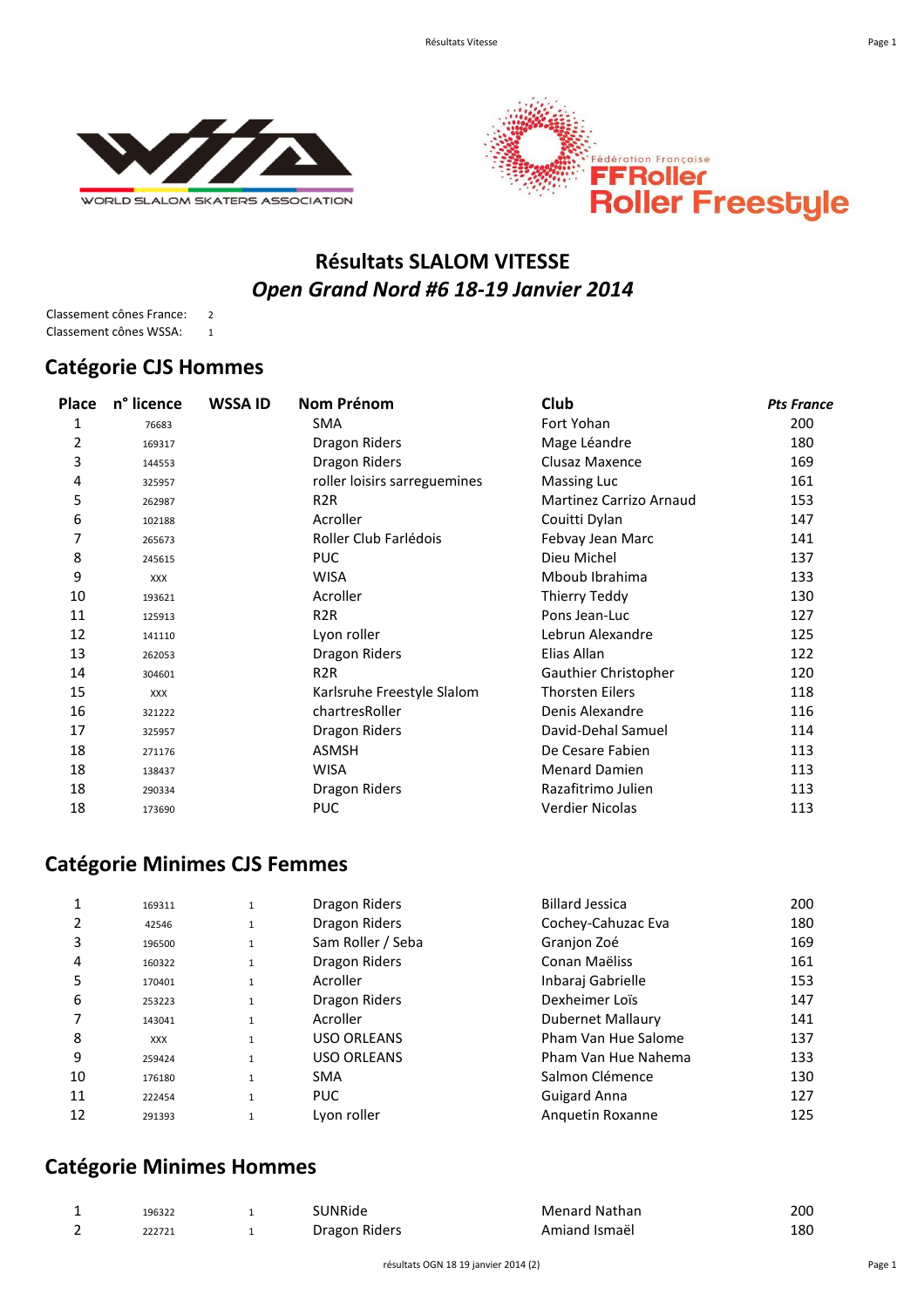## Résultats SLALOM VITESSE

### *Open Grand Nord #6 18-19 Janvier 2014*

Classement cônes France: 2
Classement cônes WSSA: 1

## Catégorie CJS Hommes

| Place | n° licence | WSSA ID | Nom Prénom | Club | *Pts France* |
|---|---|---|---|---|---|
| 1 | 76683 | | SMA | Fort Yohan | 200 |
| 2 | 169317 | | Dragon Riders | Mage Léandre | 180 |
| 3 | 144553 | | Dragon Riders | Clusaz Maxence | 169 |
| 4 | 325957 | | roller loisirs sarreguemines | Massing Luc | 161 |
| 5 | 262987 | | R2R | Martinez Carrizo Arnaud | 153 |
| 6 | 102188 | | Acroller | Couitti Dylan | 147 |
| 7 | 265673 | | Roller Club Farlédois | Febvay Jean Marc | 141 |
| 8 | 245615 | | PUC | Dieu Michel | 137 |
| 9 | XXX | | WISA | Mboub Ibrahima | 133 |
| 10 | 193621 | | Acroller | Thierry Teddy | 130 |
| 11 | 125913 | | R2R | Pons Jean-Luc | 127 |
| 12 | 141110 | | Lyon roller | Lebrun Alexandre | 125 |
| 13 | 262053 | | Dragon Riders | Elias Allan | 122 |
| 14 | 304601 | | R2R | Gauthier Christopher | 120 |
| 15 | XXX | | Karlsruhe Freestyle Slalom | Thorsten Eilers | 118 |
| 16 | 321222 | | chartresRoller | Denis Alexandre | 116 |
| 17 | 325957 | | Dragon Riders | David-Dehal Samuel | 114 |
| 18 | 271176 | | ASMSH | De Cesare Fabien | 113 |
| 18 | 138437 | | WISA | Menard Damien | 113 |
| 18 | 290334 | | Dragon Riders | Razafitrimo Julien | 113 |
| 18 | 173690 | | PUC | Verdier Nicolas | 113 |

## Catégorie Minimes CJS Femmes

| | | | | | |
|---|---|---|---|---|---|
| 1 | 169311 | 1 | Dragon Riders | Billard Jessica | 200 |
| 2 | 42546 | 1 | Dragon Riders | Cochey-Cahuzac Eva | 180 |
| 3 | 196500 | 1 | Sam Roller / Seba | Granjon Zoé | 169 |
| 4 | 160322 | 1 | Dragon Riders | Conan Maëliss | 161 |
| 5 | 170401 | 1 | Acroller | Inbaraj Gabrielle | 153 |
| 6 | 253223 | 1 | Dragon Riders | Dexheimer Loïs | 147 |
| 7 | 143041 | 1 | Acroller | Dubernet Mallaury | 141 |
| 8 | XXX | 1 | USO ORLEANS | Pham Van Hue Salome | 137 |
| 9 | 259424 | 1 | USO ORLEANS | Pham Van Hue Nahema | 133 |
| 10 | 176180 | 1 | SMA | Salmon Clémence | 130 |
| 11 | 222454 | 1 | PUC | Guigard Anna | 127 |
| 12 | 291393 | 1 | Lyon roller | Anquetin Roxanne | 125 |

## Catégorie Minimes Hommes

| | | | | | |
|---|---|---|---|---|---|
| 1 | 196322 | 1 | SUNRide | Menard Nathan | 200 |
| 2 | 222721 | 1 | Dragon Riders | Amiand Ismaël | 180 |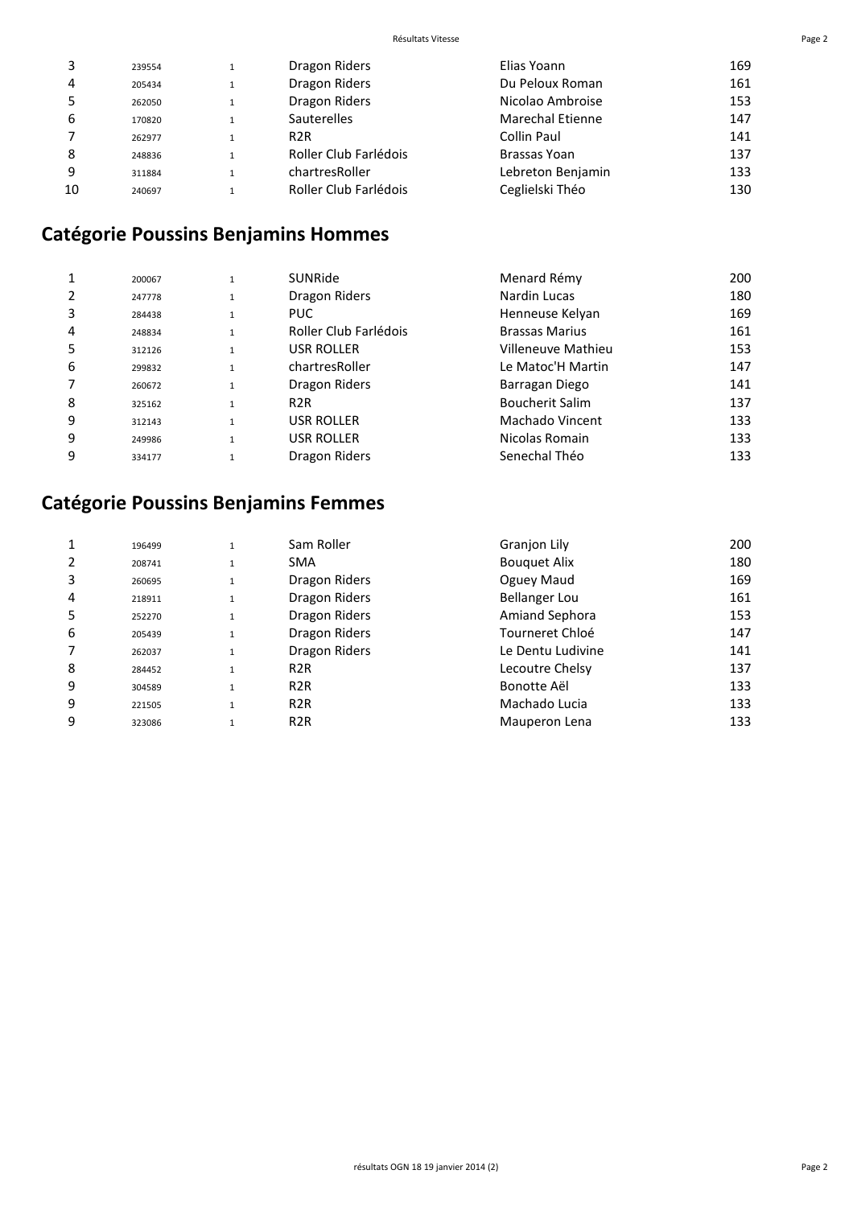| | | | | | |
|---|---|---|---|---|---|
| 3 | 239554 | 1 | Dragon Riders | Elias Yoann | 169 |
| 4 | 205434 | 1 | Dragon Riders | Du Peloux Roman | 161 |
| 5 | 262050 | 1 | Dragon Riders | Nicolao Ambroise | 153 |
| 6 | 170820 | 1 | Sauterelles | Marechal Etienne | 147 |
| 7 | 262977 | 1 | R2R | Collin Paul | 141 |
| 8 | 248836 | 1 | Roller Club Farlédois | Brassas Yoan | 137 |
| 9 | 311884 | 1 | chartresRoller | Lebreton Benjamin | 133 |
| 10 | 240697 | 1 | Roller Club Farlédois | Ceglielski Théo | 130 |

## Catégorie Poussins Benjamins Hommes

| | | | | | |
|---|---|---|---|---|---|
| 1 | 200067 | 1 | SUNRide | Menard Rémy | 200 |
| 2 | 247778 | 1 | Dragon Riders | Nardin Lucas | 180 |
| 3 | 284438 | 1 | PUC | Henneuse Kelyan | 169 |
| 4 | 248834 | 1 | Roller Club Farlédois | Brassas Marius | 161 |
| 5 | 312126 | 1 | USR ROLLER | Villeneuve Mathieu | 153 |
| 6 | 299832 | 1 | chartresRoller | Le Matoc'H Martin | 147 |
| 7 | 260672 | 1 | Dragon Riders | Barragan Diego | 141 |
| 8 | 325162 | 1 | R2R | Boucherit Salim | 137 |
| 9 | 312143 | 1 | USR ROLLER | Machado Vincent | 133 |
| 9 | 249986 | 1 | USR ROLLER | Nicolas Romain | 133 |
| 9 | 334177 | 1 | Dragon Riders | Senechal Théo | 133 |

## Catégorie Poussins Benjamins Femmes

| | | | | | |
|---|---|---|---|---|---|
| 1 | 196499 | 1 | Sam Roller | Granjon Lily | 200 |
| 2 | 208741 | 1 | SMA | Bouquet Alix | 180 |
| 3 | 260695 | 1 | Dragon Riders | Oguey Maud | 169 |
| 4 | 218911 | 1 | Dragon Riders | Bellanger Lou | 161 |
| 5 | 252270 | 1 | Dragon Riders | Amiand Sephora | 153 |
| 6 | 205439 | 1 | Dragon Riders | Tourneret Chloé | 147 |
| 7 | 262037 | 1 | Dragon Riders | Le Dentu Ludivine | 141 |
| 8 | 284452 | 1 | R2R | Lecoutre Chelsy | 137 |
| 9 | 304589 | 1 | R2R | Bonotte Aël | 133 |
| 9 | 221505 | 1 | R2R | Machado Lucia | 133 |
| 9 | 323086 | 1 | R2R | Mauperon Lena | 133 |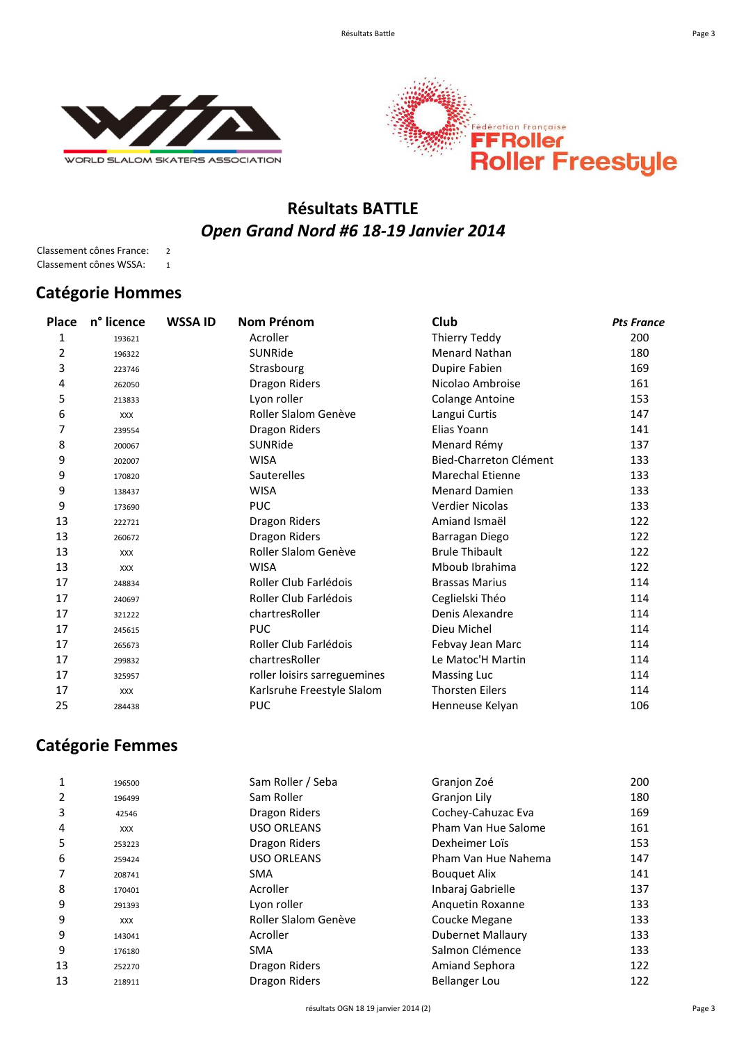# Résultats BATTLE

## *Open Grand Nord #6 18-19 Janvier 2014*

Classement cônes France: 2
Classement cônes WSSA: 1

## Catégorie Hommes

| Place | n° licence | WSSA ID | Nom Prénom | Club | *Pts France* |
|---|---|---|---|---|---|
| 1 | 193621 | | Acroller | Thierry Teddy | 200 |
| 2 | 196322 | | SUNRide | Menard Nathan | 180 |
| 3 | 223746 | | Strasbourg | Dupire Fabien | 169 |
| 4 | 262050 | | Dragon Riders | Nicolao Ambroise | 161 |
| 5 | 213833 | | Lyon roller | Colange Antoine | 153 |
| 6 | XXX | | Roller Slalom Genève | Langui Curtis | 147 |
| 7 | 239554 | | Dragon Riders | Elias Yoann | 141 |
| 8 | 200067 | | SUNRide | Menard Rémy | 137 |
| 9 | 202007 | | WISA | Bied-Charreton Clément | 133 |
| 9 | 170820 | | Sauterelles | Marechal Etienne | 133 |
| 9 | 138437 | | WISA | Menard Damien | 133 |
| 9 | 173690 | | PUC | Verdier Nicolas | 133 |
| 13 | 222721 | | Dragon Riders | Amiand Ismaël | 122 |
| 13 | 260672 | | Dragon Riders | Barragan Diego | 122 |
| 13 | XXX | | Roller Slalom Genève | Brule Thibault | 122 |
| 13 | XXX | | WISA | Mboub Ibrahima | 122 |
| 17 | 248834 | | Roller Club Farlédois | Brassas Marius | 114 |
| 17 | 240697 | | Roller Club Farlédois | Ceglielski Théo | 114 |
| 17 | 321222 | | chartresRoller | Denis Alexandre | 114 |
| 17 | 245615 | | PUC | Dieu Michel | 114 |
| 17 | 265673 | | Roller Club Farlédois | Febvay Jean Marc | 114 |
| 17 | 299832 | | chartresRoller | Le Matoc'H Martin | 114 |
| 17 | 325957 | | roller loisirs sarreguemines | Massing Luc | 114 |
| 17 | XXX | | Karlsruhe Freestyle Slalom | Thorsten Eilers | 114 |
| 25 | 284438 | | PUC | Henneuse Kelyan | 106 |

## Catégorie Femmes

| Place | n° licence | WSSA ID | Nom Prénom | Club | Pts France |
|---|---|---|---|---|---|
| 1 | 196500 | | Sam Roller / Seba | Granjon Zoé | 200 |
| 2 | 196499 | | Sam Roller | Granjon Lily | 180 |
| 3 | 42546 | | Dragon Riders | Cochey-Cahuzac Eva | 169 |
| 4 | XXX | | USO ORLEANS | Pham Van Hue Salome | 161 |
| 5 | 253223 | | Dragon Riders | Dexheimer Loïs | 153 |
| 6 | 259424 | | USO ORLEANS | Pham Van Hue Nahema | 147 |
| 7 | 208741 | | SMA | Bouquet Alix | 141 |
| 8 | 170401 | | Acroller | Inbaraj Gabrielle | 137 |
| 9 | 291393 | | Lyon roller | Anquetin Roxanne | 133 |
| 9 | XXX | | Roller Slalom Genève | Coucke Megane | 133 |
| 9 | 143041 | | Acroller | Dubernet Mallaury | 133 |
| 9 | 176180 | | SMA | Salmon Clémence | 133 |
| 13 | 252270 | | Dragon Riders | Amiand Sephora | 122 |
| 13 | 218911 | | Dragon Riders | Bellanger Lou | 122 |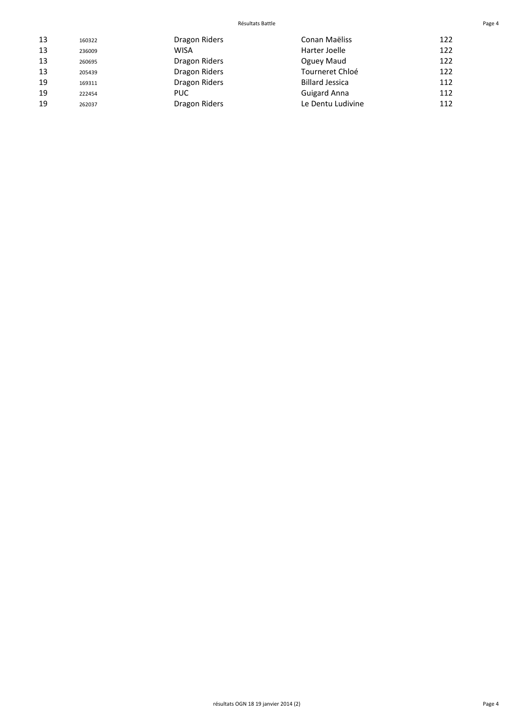| | | | | |
|---|---|---|---|---|
| 13 | 160322 | Dragon Riders | Conan Maëliss | 122 |
| 13 | 236009 | WISA | Harter Joelle | 122 |
| 13 | 260695 | Dragon Riders | Oguey Maud | 122 |
| 13 | 205439 | Dragon Riders | Tourneret Chloé | 122 |
| 19 | 169311 | Dragon Riders | Billard Jessica | 112 |
| 19 | 222454 | PUC | Guigard Anna | 112 |
| 19 | 262037 | Dragon Riders | Le Dentu Ludivine | 112 |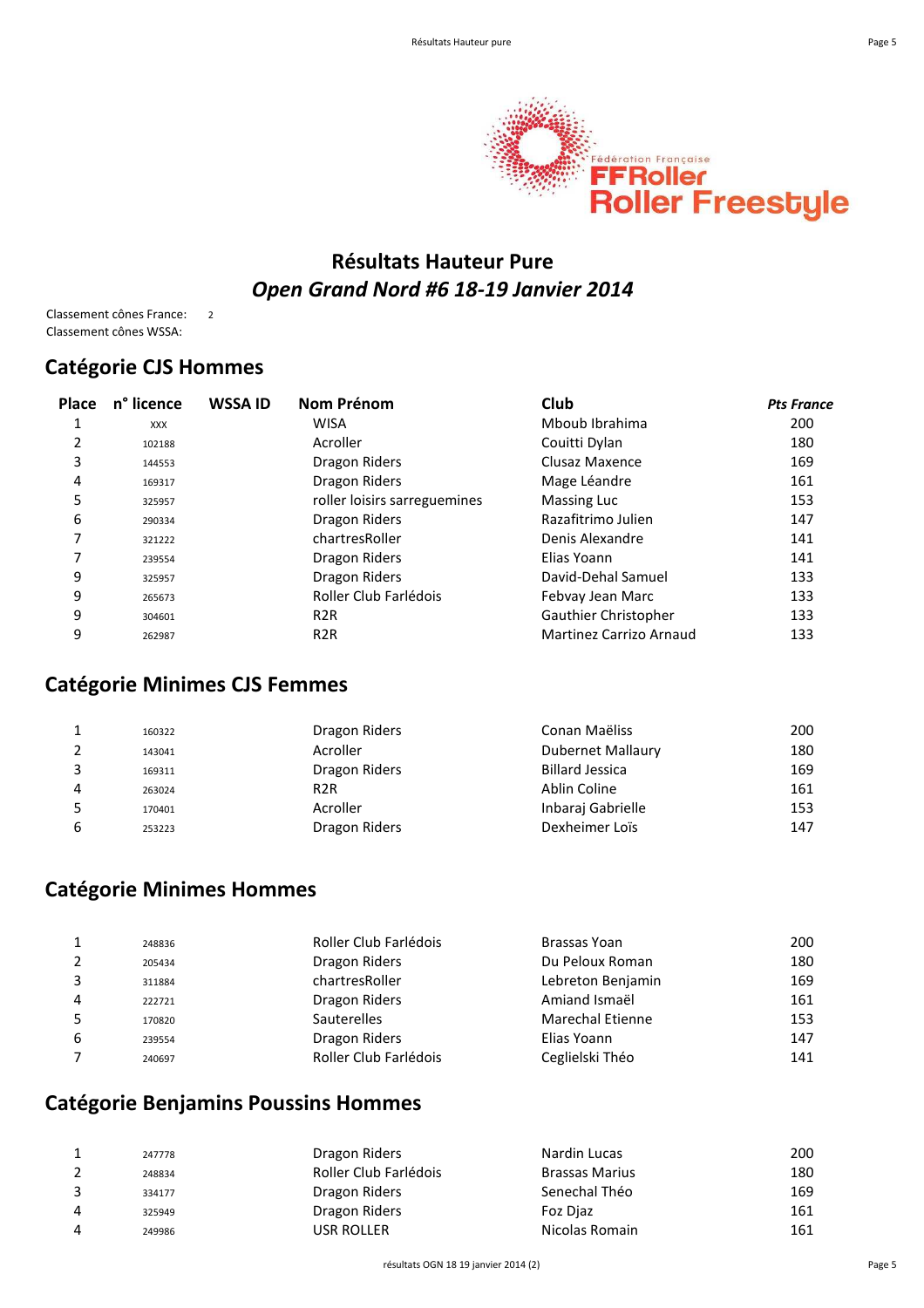# Résultats Hauteur Pure

## *Open Grand Nord #6 18-19 Janvier 2014*

Classement cônes France: 2
Classement cônes WSSA:

## Catégorie CJS Hommes

| Place | n° licence | WSSA ID | Nom Prénom | Club | *Pts France* |
|---|---|---|---|---|---|
| 1 | XXX | | WISA | Mboub Ibrahima | 200 |
| 2 | 102188 | | Acroller | Couitti Dylan | 180 |
| 3 | 144553 | | Dragon Riders | Clusaz Maxence | 169 |
| 4 | 169317 | | Dragon Riders | Mage Léandre | 161 |
| 5 | 325957 | | roller loisirs sarreguemines | Massing Luc | 153 |
| 6 | 290334 | | Dragon Riders | Razafitrimo Julien | 147 |
| 7 | 321222 | | chartresRoller | Denis Alexandre | 141 |
| 7 | 239554 | | Dragon Riders | Elias Yoann | 141 |
| 9 | 325957 | | Dragon Riders | David-Dehal Samuel | 133 |
| 9 | 265673 | | Roller Club Farlédois | Febvay Jean Marc | 133 |
| 9 | 304601 | | R2R | Gauthier Christopher | 133 |
| 9 | 262987 | | R2R | Martinez Carrizo Arnaud | 133 |

## Catégorie Minimes CJS Femmes

| Place | n° licence | WSSA ID | Nom Prénom | Club | Pts France |
|---|---|---|---|---|---|
| 1 | 160322 | | Dragon Riders | Conan Maëliss | 200 |
| 2 | 143041 | | Acroller | Dubernet Mallaury | 180 |
| 3 | 169311 | | Dragon Riders | Billard Jessica | 169 |
| 4 | 263024 | | R2R | Ablin Coline | 161 |
| 5 | 170401 | | Acroller | Inbaraj Gabrielle | 153 |
| 6 | 253223 | | Dragon Riders | Dexheimer Loïs | 147 |

## Catégorie Minimes Hommes

| Place | n° licence | WSSA ID | Nom Prénom | Club | Pts France |
|---|---|---|---|---|---|
| 1 | 248836 | | Roller Club Farlédois | Brassas Yoan | 200 |
| 2 | 205434 | | Dragon Riders | Du Peloux Roman | 180 |
| 3 | 311884 | | chartresRoller | Lebreton Benjamin | 169 |
| 4 | 222721 | | Dragon Riders | Amiand Ismaël | 161 |
| 5 | 170820 | | Sauterelles | Marechal Etienne | 153 |
| 6 | 239554 | | Dragon Riders | Elias Yoann | 147 |
| 7 | 240697 | | Roller Club Farlédois | Ceglielski Théo | 141 |

## Catégorie Benjamins Poussins Hommes

| Place | n° licence | WSSA ID | Nom Prénom | Club | Pts France |
|---|---|---|---|---|---|
| 1 | 247778 | | Dragon Riders | Nardin Lucas | 200 |
| 2 | 248834 | | Roller Club Farlédois | Brassas Marius | 180 |
| 3 | 334177 | | Dragon Riders | Senechal Théo | 169 |
| 4 | 325949 | | Dragon Riders | Foz Djaz | 161 |
| 4 | 249986 | | USR ROLLER | Nicolas Romain | 161 |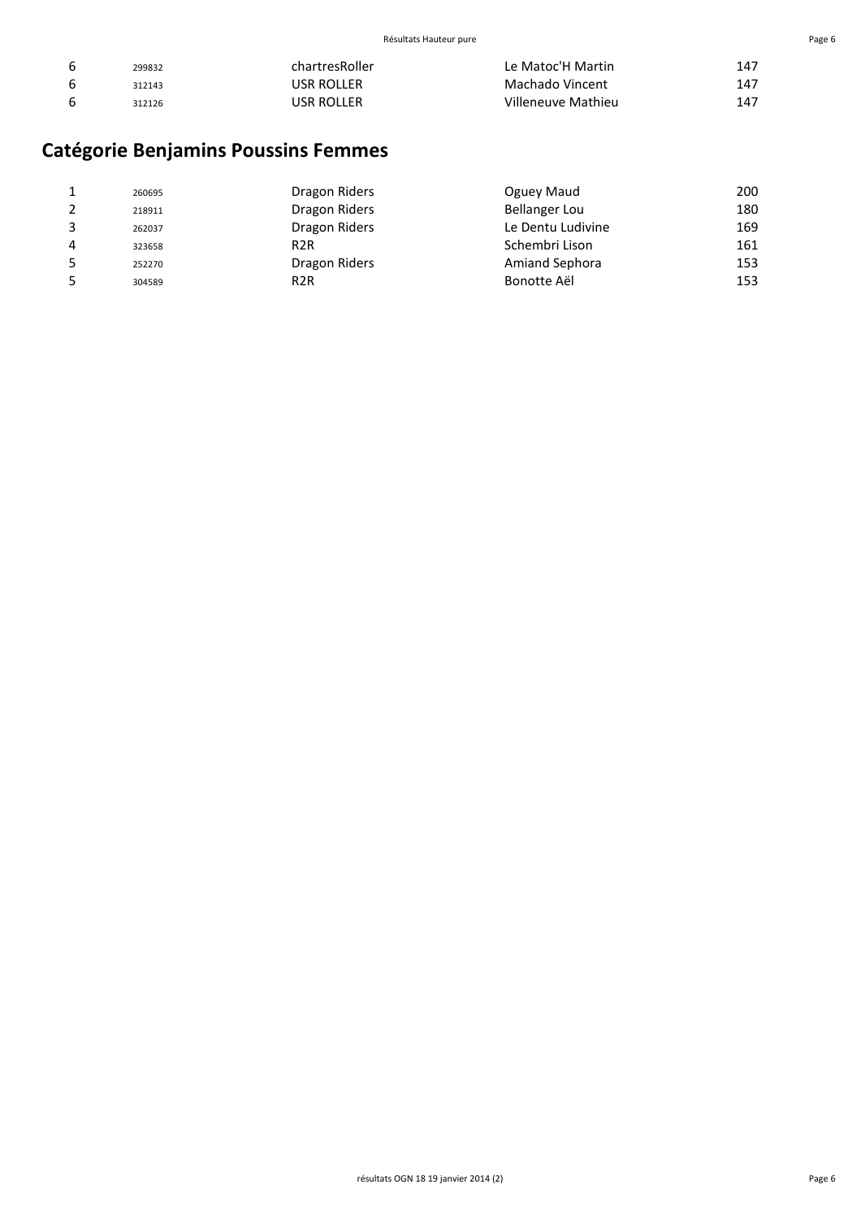| | | | | |
|---|---|---|---|---|
| 6 | 299832 | chartresRoller | Le Matoc'H Martin | 147 |
| 6 | 312143 | USR ROLLER | Machado Vincent | 147 |
| 6 | 312126 | USR ROLLER | Villeneuve Mathieu | 147 |

## Catégorie Benjamins Poussins Femmes

| | | | | |
|---|---|---|---|---|
| 1 | 260695 | Dragon Riders | Oguey Maud | 200 |
| 2 | 218911 | Dragon Riders | Bellanger Lou | 180 |
| 3 | 262037 | Dragon Riders | Le Dentu Ludivine | 169 |
| 4 | 323658 | R2R | Schembri Lison | 161 |
| 5 | 252270 | Dragon Riders | Amiand Sephora | 153 |
| 5 | 304589 | R2R | Bonotte Aël | 153 |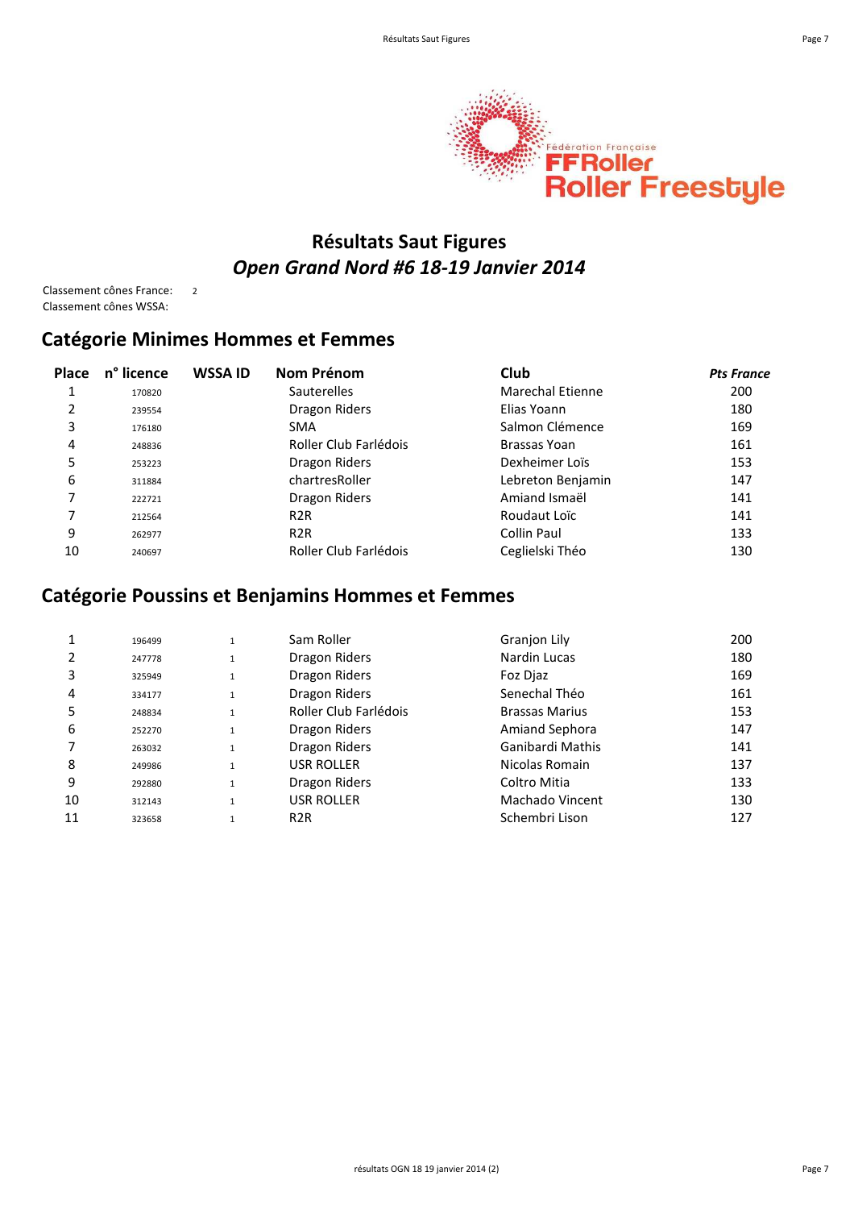# Résultats Saut Figures

## *Open Grand Nord #6 18-19 Janvier 2014*

Classement cônes France: 2
Classement cônes WSSA:

## Catégorie Minimes Hommes et Femmes

| Place | n° licence | WSSA ID | Nom Prénom | Club | *Pts France* |
|---|---|---|---|---|---|
| 1 | 170820 | | Sauterelles | Marechal Etienne | 200 |
| 2 | 239554 | | Dragon Riders | Elias Yoann | 180 |
| 3 | 176180 | | SMA | Salmon Clémence | 169 |
| 4 | 248836 | | Roller Club Farlédois | Brassas Yoan | 161 |
| 5 | 253223 | | Dragon Riders | Dexheimer Loïs | 153 |
| 6 | 311884 | | chartresRoller | Lebreton Benjamin | 147 |
| 7 | 222721 | | Dragon Riders | Amiand Ismaël | 141 |
| 7 | 212564 | | R2R | Roudaut Loïc | 141 |
| 9 | 262977 | | R2R | Collin Paul | 133 |
| 10 | 240697 | | Roller Club Farlédois | Ceglielski Théo | 130 |

## Catégorie Poussins et Benjamins Hommes et Femmes

| Place | n° licence | WSSA ID | Nom Prénom | Club | *Pts France* |
|---|---|---|---|---|---|
| 1 | 196499 | 1 | Sam Roller | Granjon Lily | 200 |
| 2 | 247778 | 1 | Dragon Riders | Nardin Lucas | 180 |
| 3 | 325949 | 1 | Dragon Riders | Foz Djaz | 169 |
| 4 | 334177 | 1 | Dragon Riders | Senechal Théo | 161 |
| 5 | 248834 | 1 | Roller Club Farlédois | Brassas Marius | 153 |
| 6 | 252270 | 1 | Dragon Riders | Amiand Sephora | 147 |
| 7 | 263032 | 1 | Dragon Riders | Ganibardi Mathis | 141 |
| 8 | 249986 | 1 | USR ROLLER | Nicolas Romain | 137 |
| 9 | 292880 | 1 | Dragon Riders | Coltro Mitia | 133 |
| 10 | 312143 | 1 | USR ROLLER | Machado Vincent | 130 |
| 11 | 323658 | 1 | R2R | Schembri Lison | 127 |